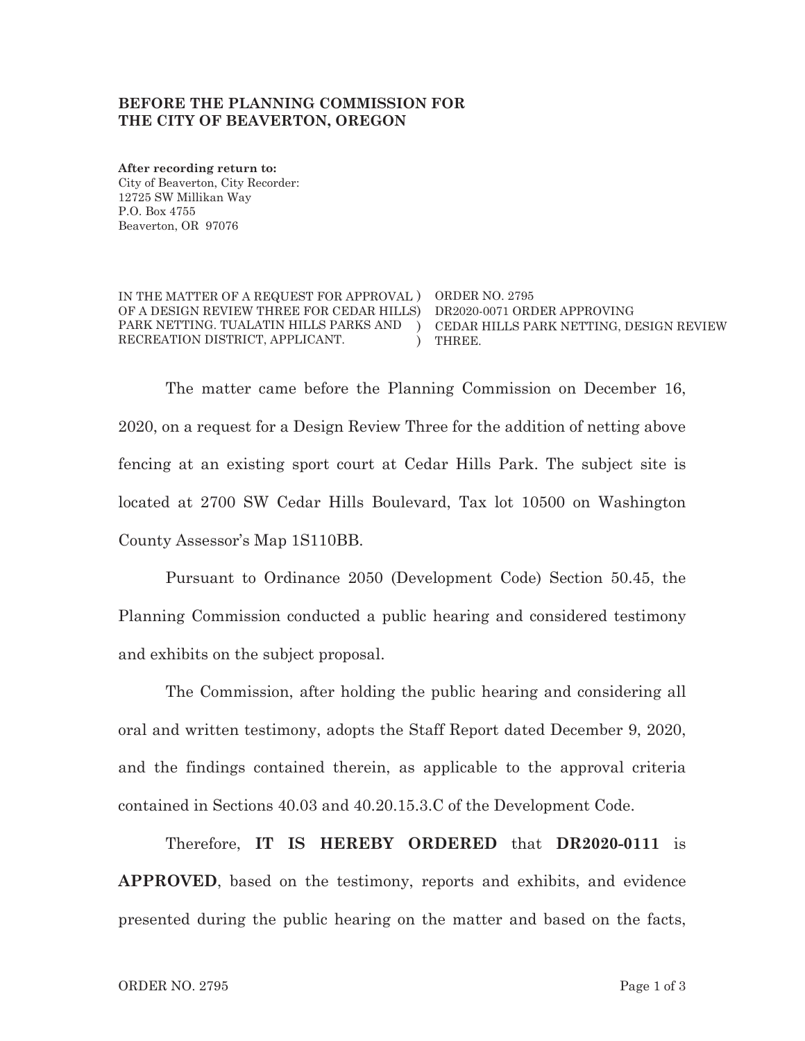**BEFORE THE PLANNING COMMISSION FOR THE CITY OF BEAVERTON, OREGON**

**After recording return to:**
City of Beaverton, City Recorder:
12725 SW Millikan Way
P.O. Box 4755
Beaverton, OR 97076

| | |
|---|---|
| IN THE MATTER OF A REQUEST FOR APPROVAL OF A DESIGN REVIEW THREE FOR CEDAR HILLS PARK NETTING. TUALATIN HILLS PARKS AND RECREATION DISTRICT, APPLICANT. ) ) ) ) | ORDER NO. 2795 DR2020-0071 ORDER APPROVING CEDAR HILLS PARK NETTING, DESIGN REVIEW THREE. |

The matter came before the Planning Commission on December 16, 2020, on a request for a Design Review Three for the addition of netting above fencing at an existing sport court at Cedar Hills Park. The subject site is located at 2700 SW Cedar Hills Boulevard, Tax lot 10500 on Washington County Assessor's Map 1S110BB.

Pursuant to Ordinance 2050 (Development Code) Section 50.45, the Planning Commission conducted a public hearing and considered testimony and exhibits on the subject proposal.

The Commission, after holding the public hearing and considering all oral and written testimony, adopts the Staff Report dated December 9, 2020, and the findings contained therein, as applicable to the approval criteria contained in Sections 40.03 and 40.20.15.3.C of the Development Code.

Therefore, **IT IS HEREBY ORDERED** that **DR2020-0111** is **APPROVED**, based on the testimony, reports and exhibits, and evidence presented during the public hearing on the matter and based on the facts,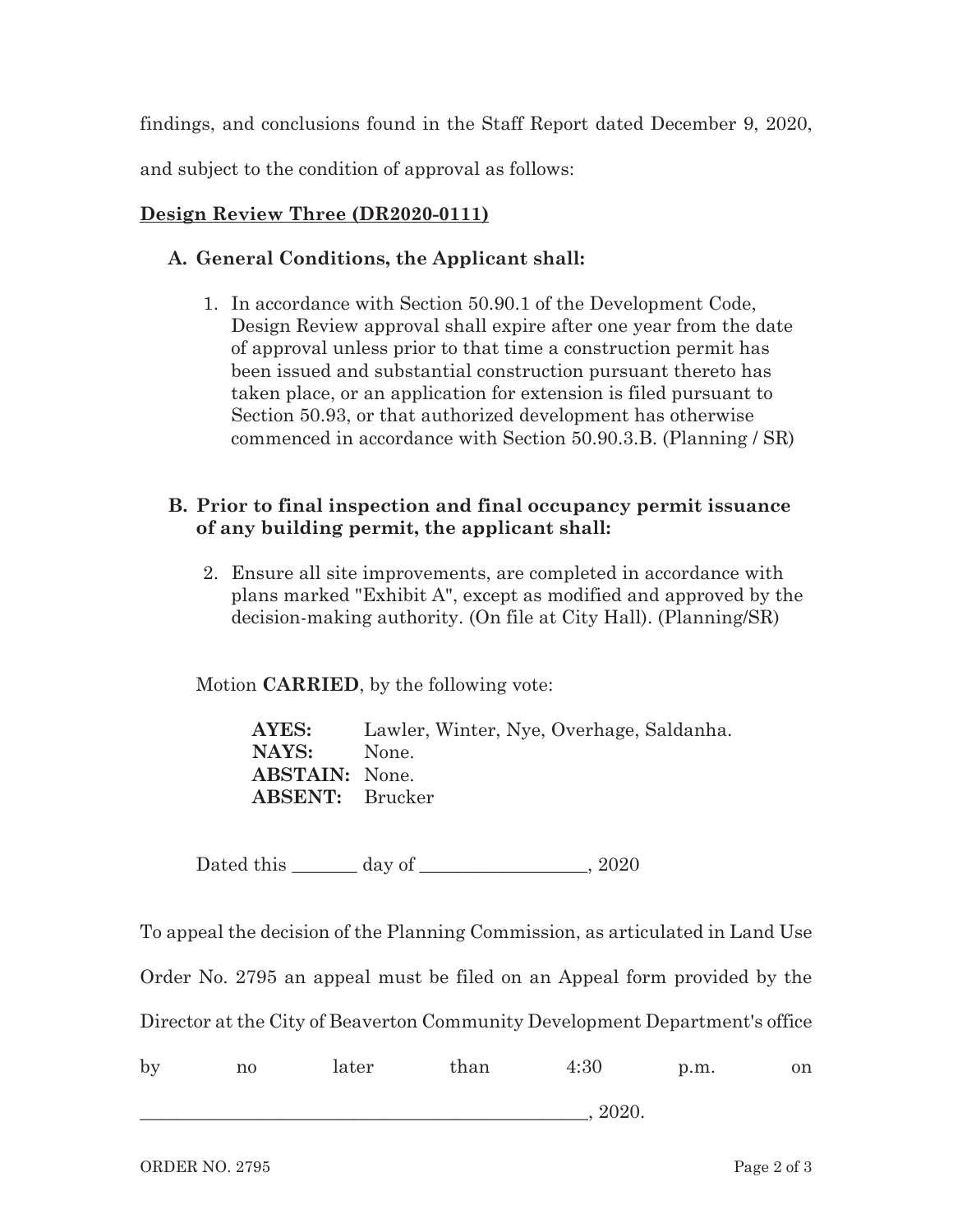findings, and conclusions found in the Staff Report dated December 9, 2020, and subject to the condition of approval as follows:

**Design Review Three (DR2020-0111)**

**A. General Conditions, the Applicant shall:**

1. In accordance with Section 50.90.1 of the Development Code, Design Review approval shall expire after one year from the date of approval unless prior to that time a construction permit has been issued and substantial construction pursuant thereto has taken place, or an application for extension is filed pursuant to Section 50.93, or that authorized development has otherwise commenced in accordance with Section 50.90.3.B. (Planning / SR)

**B. Prior to final inspection and final occupancy permit issuance of any building permit, the applicant shall:**

2. Ensure all site improvements, are completed in accordance with plans marked "Exhibit A", except as modified and approved by the decision-making authority. (On file at City Hall). (Planning/SR)

Motion **CARRIED**, by the following vote:

**AYES:** Lawler, Winter, Nye, Overhage, Saldanha.
**NAYS:** None.
**ABSTAIN:** None.
**ABSENT:** Brucker

Dated this _______ day of _________________, 2020

To appeal the decision of the Planning Commission, as articulated in Land Use Order No. 2795 an appeal must be filed on an Appeal form provided by the Director at the City of Beaverton Community Development Department's office by no later than 4:30 p.m. on _______________________________________________, 2020.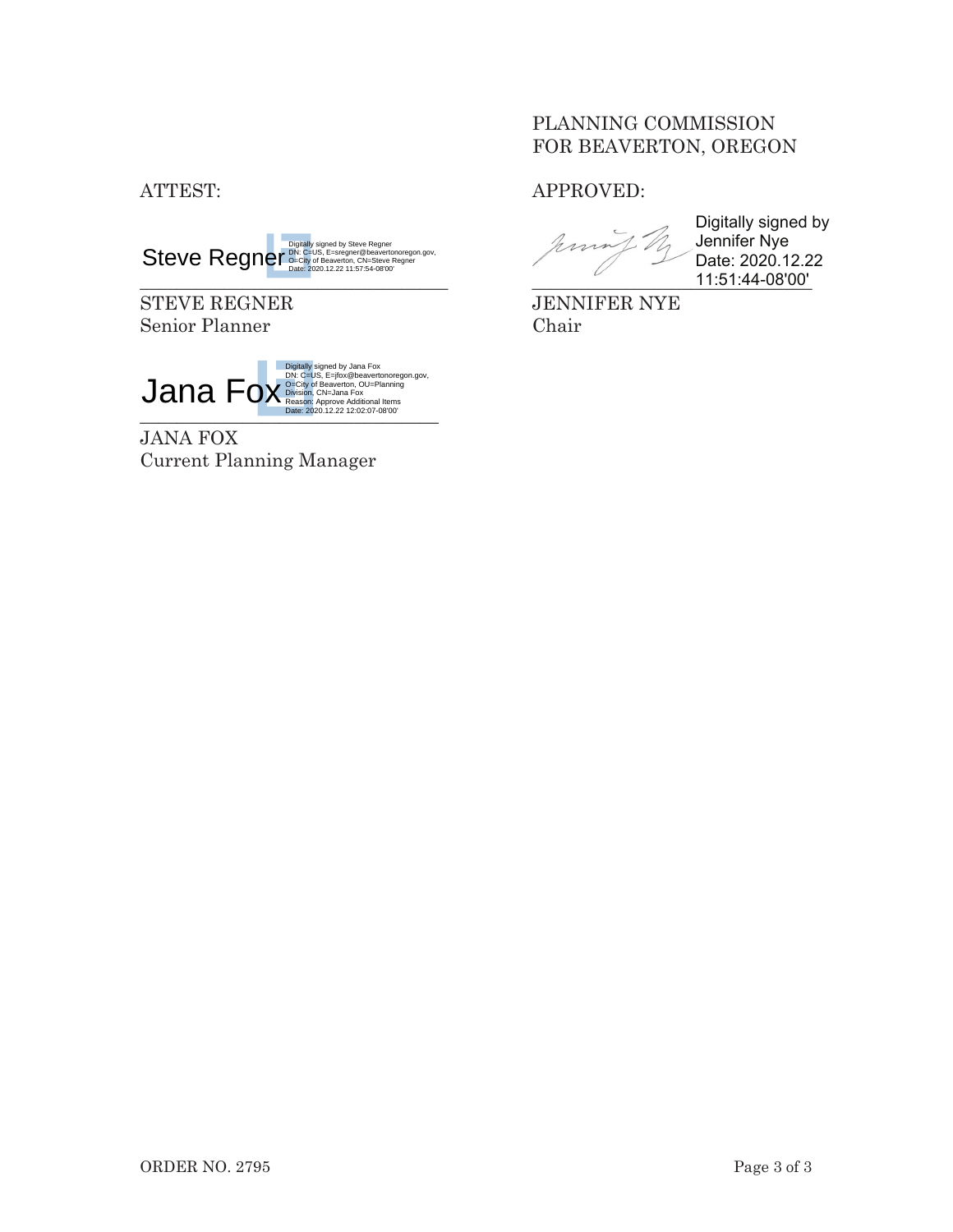PLANNING COMMISSION
FOR BEAVERTON, OREGON

ATTEST:

Steve Regner
Digitally signed by Steve Regner
DN: C=US, E=sregner@beavertonoregon.gov, O=City of Beaverton, CN=Steve Regner
Date: 2020.12.22 11:57:54-08'00'

STEVE REGNER
Senior Planner

Jana Fox
Digitally signed by Jana Fox
DN: C=US, E=jfox@beavertonoregon.gov, O=City of Beaverton, OU=Planning Division, CN=Jana Fox
Reason: Approve Additional Items
Date: 2020.12.22 12:02:07-08'00'

JANA FOX
Current Planning Manager

APPROVED:

Digitally signed by Jennifer Nye
Date: 2020.12.22 11:51:44-08'00'

JENNIFER NYE
Chair

ORDER NO. 2795